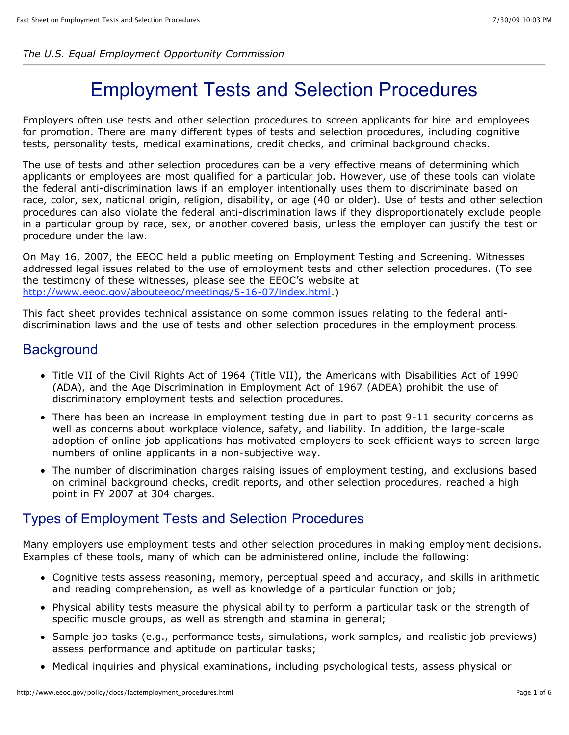*The U.S. Equal Employment Opportunity Commission*

# Employment Tests and Selection Procedures

Employers often use tests and other selection procedures to screen applicants for hire and employees for promotion. There are many different types of tests and selection procedures, including cognitive tests, personality tests, medical examinations, credit checks, and criminal background checks.

The use of tests and other selection procedures can be a very effective means of determining which applicants or employees are most qualified for a particular job. However, use of these tools can violate the federal anti-discrimination laws if an employer intentionally uses them to discriminate based on race, color, sex, national origin, religion, disability, or age (40 or older). Use of tests and other selection procedures can also violate the federal anti-discrimination laws if they disproportionately exclude people in a particular group by race, sex, or another covered basis, unless the employer can justify the test or procedure under the law.

On May 16, 2007, the EEOC held a public meeting on Employment Testing and Screening. Witnesses addressed legal issues related to the use of employment tests and other selection procedures. (To see the testimony of these witnesses, please see the EEOC's website at http://www.eeoc.gov/abouteeoc/meetings/5-16-07/index.html.)

This fact sheet provides technical assistance on some common issues relating to the federal anti-discrimination laws and the use of tests and other selection procedures in the employment process.

## Background

- Title VII of the Civil Rights Act of 1964 (Title VII), the Americans with Disabilities Act of 1990 (ADA), and the Age Discrimination in Employment Act of 1967 (ADEA) prohibit the use of discriminatory employment tests and selection procedures.
- There has been an increase in employment testing due in part to post 9-11 security concerns as well as concerns about workplace violence, safety, and liability. In addition, the large-scale adoption of online job applications has motivated employers to seek efficient ways to screen large numbers of online applicants in a non-subjective way.
- The number of discrimination charges raising issues of employment testing, and exclusions based on criminal background checks, credit reports, and other selection procedures, reached a high point in FY 2007 at 304 charges.

## Types of Employment Tests and Selection Procedures

Many employers use employment tests and other selection procedures in making employment decisions. Examples of these tools, many of which can be administered online, include the following:

- Cognitive tests assess reasoning, memory, perceptual speed and accuracy, and skills in arithmetic and reading comprehension, as well as knowledge of a particular function or job;
- Physical ability tests measure the physical ability to perform a particular task or the strength of specific muscle groups, as well as strength and stamina in general;
- Sample job tasks (e.g., performance tests, simulations, work samples, and realistic job previews) assess performance and aptitude on particular tasks;
- Medical inquiries and physical examinations, including psychological tests, assess physical or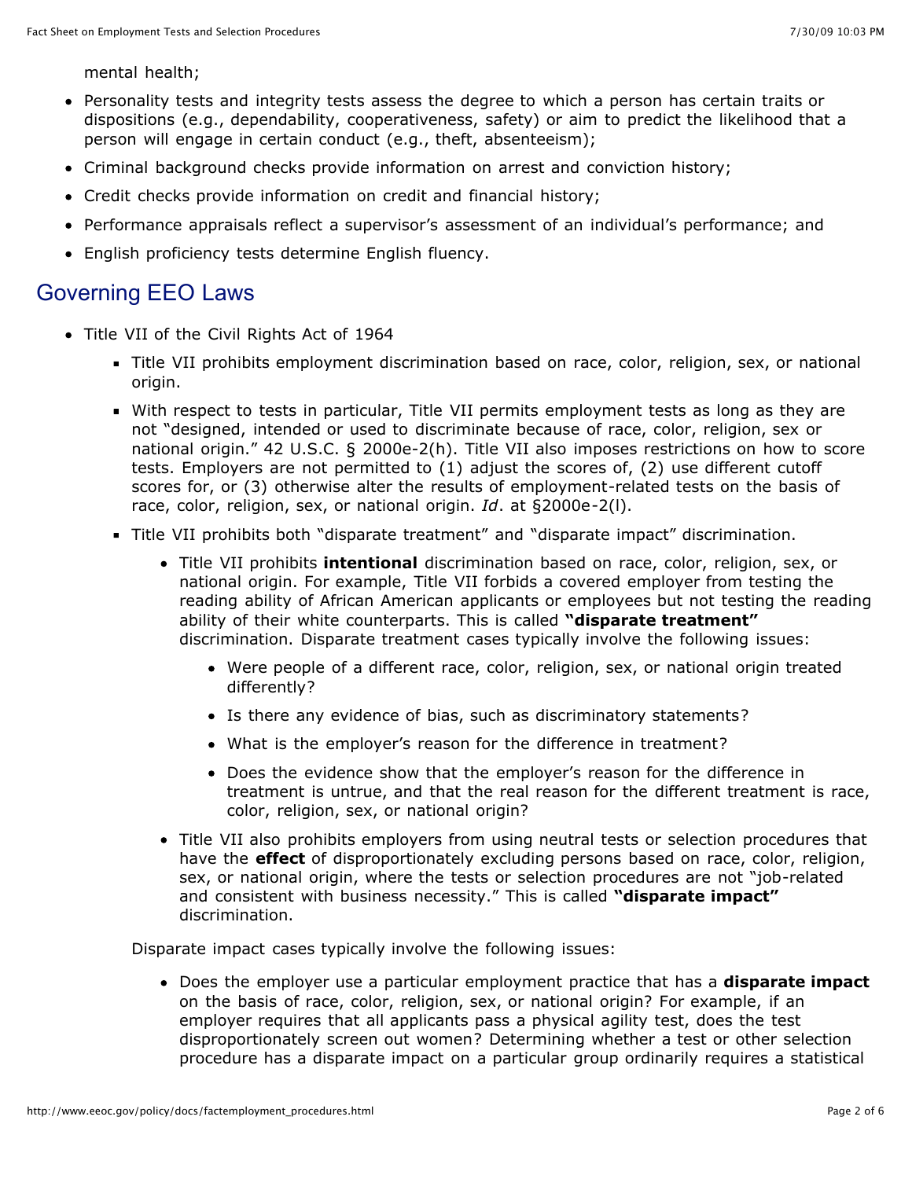mental health;

- Personality tests and integrity tests assess the degree to which a person has certain traits or dispositions (e.g., dependability, cooperativeness, safety) or aim to predict the likelihood that a person will engage in certain conduct (e.g., theft, absenteeism);
- Criminal background checks provide information on arrest and conviction history;
- Credit checks provide information on credit and financial history;
- Performance appraisals reflect a supervisor's assessment of an individual's performance; and
- English proficiency tests determine English fluency.

## Governing EEO Laws

- Title VII of the Civil Rights Act of 1964
  - Title VII prohibits employment discrimination based on race, color, religion, sex, or national origin.
  - With respect to tests in particular, Title VII permits employment tests as long as they are not "designed, intended or used to discriminate because of race, color, religion, sex or national origin." 42 U.S.C. § 2000e-2(h). Title VII also imposes restrictions on how to score tests. Employers are not permitted to (1) adjust the scores of, (2) use different cutoff scores for, or (3) otherwise alter the results of employment-related tests on the basis of race, color, religion, sex, or national origin. *Id*. at §2000e-2(l).
  - Title VII prohibits both "disparate treatment" and "disparate impact" discrimination.
    - Title VII prohibits **intentional** discrimination based on race, color, religion, sex, or national origin. For example, Title VII forbids a covered employer from testing the reading ability of African American applicants or employees but not testing the reading ability of their white counterparts. This is called **"disparate treatment"** discrimination. Disparate treatment cases typically involve the following issues:
      - Were people of a different race, color, religion, sex, or national origin treated differently?
      - Is there any evidence of bias, such as discriminatory statements?
      - What is the employer's reason for the difference in treatment?
      - Does the evidence show that the employer's reason for the difference in treatment is untrue, and that the real reason for the different treatment is race, color, religion, sex, or national origin?
    - Title VII also prohibits employers from using neutral tests or selection procedures that have the **effect** of disproportionately excluding persons based on race, color, religion, sex, or national origin, where the tests or selection procedures are not "job-related and consistent with business necessity." This is called **"disparate impact"** discrimination.

  Disparate impact cases typically involve the following issues:

    - Does the employer use a particular employment practice that has a **disparate impact** on the basis of race, color, religion, sex, or national origin? For example, if an employer requires that all applicants pass a physical agility test, does the test disproportionately screen out women? Determining whether a test or other selection procedure has a disparate impact on a particular group ordinarily requires a statistical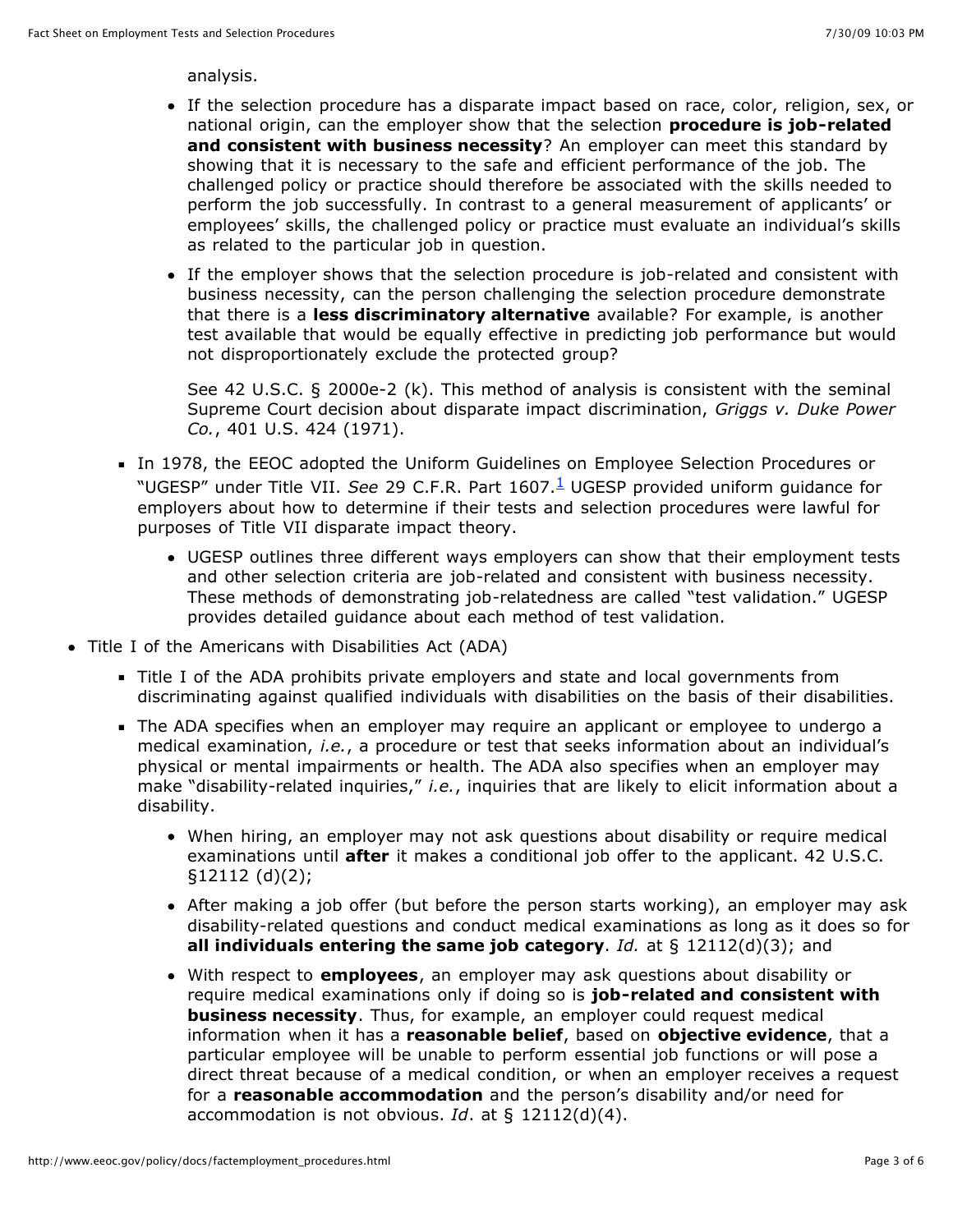analysis.

- If the selection procedure has a disparate impact based on race, color, religion, sex, or national origin, can the employer show that the selection **procedure is job-related and consistent with business necessity**? An employer can meet this standard by showing that it is necessary to the safe and efficient performance of the job. The challenged policy or practice should therefore be associated with the skills needed to perform the job successfully. In contrast to a general measurement of applicants' or employees' skills, the challenged policy or practice must evaluate an individual's skills as related to the particular job in question.
- If the employer shows that the selection procedure is job-related and consistent with business necessity, can the person challenging the selection procedure demonstrate that there is a **less discriminatory alternative** available? For example, is another test available that would be equally effective in predicting job performance but would not disproportionately exclude the protected group?

  See 42 U.S.C. § 2000e-2 (k). This method of analysis is consistent with the seminal Supreme Court decision about disparate impact discrimination, *Griggs v. Duke Power Co.*, 401 U.S. 424 (1971).

- In 1978, the EEOC adopted the Uniform Guidelines on Employee Selection Procedures or "UGESP" under Title VII. *See* 29 C.F.R. Part 1607.[1] UGESP provided uniform guidance for employers about how to determine if their tests and selection procedures were lawful for purposes of Title VII disparate impact theory.
  - UGESP outlines three different ways employers can show that their employment tests and other selection criteria are job-related and consistent with business necessity. These methods of demonstrating job-relatedness are called "test validation." UGESP provides detailed guidance about each method of test validation.

- Title I of the Americans with Disabilities Act (ADA)
  - Title I of the ADA prohibits private employers and state and local governments from discriminating against qualified individuals with disabilities on the basis of their disabilities.
  - The ADA specifies when an employer may require an applicant or employee to undergo a medical examination, *i.e.*, a procedure or test that seeks information about an individual's physical or mental impairments or health. The ADA also specifies when an employer may make "disability-related inquiries," *i.e.*, inquiries that are likely to elicit information about a disability.
    - When hiring, an employer may not ask questions about disability or require medical examinations until **after** it makes a conditional job offer to the applicant. 42 U.S.C. §12112 (d)(2);
    - After making a job offer (but before the person starts working), an employer may ask disability-related questions and conduct medical examinations as long as it does so for **all individuals entering the same job category**. *Id.* at § 12112(d)(3); and
    - With respect to **employees**, an employer may ask questions about disability or require medical examinations only if doing so is **job-related and consistent with business necessity**. Thus, for example, an employer could request medical information when it has a **reasonable belief**, based on **objective evidence**, that a particular employee will be unable to perform essential job functions or will pose a direct threat because of a medical condition, or when an employer receives a request for a **reasonable accommodation** and the person's disability and/or need for accommodation is not obvious. *Id*. at § 12112(d)(4).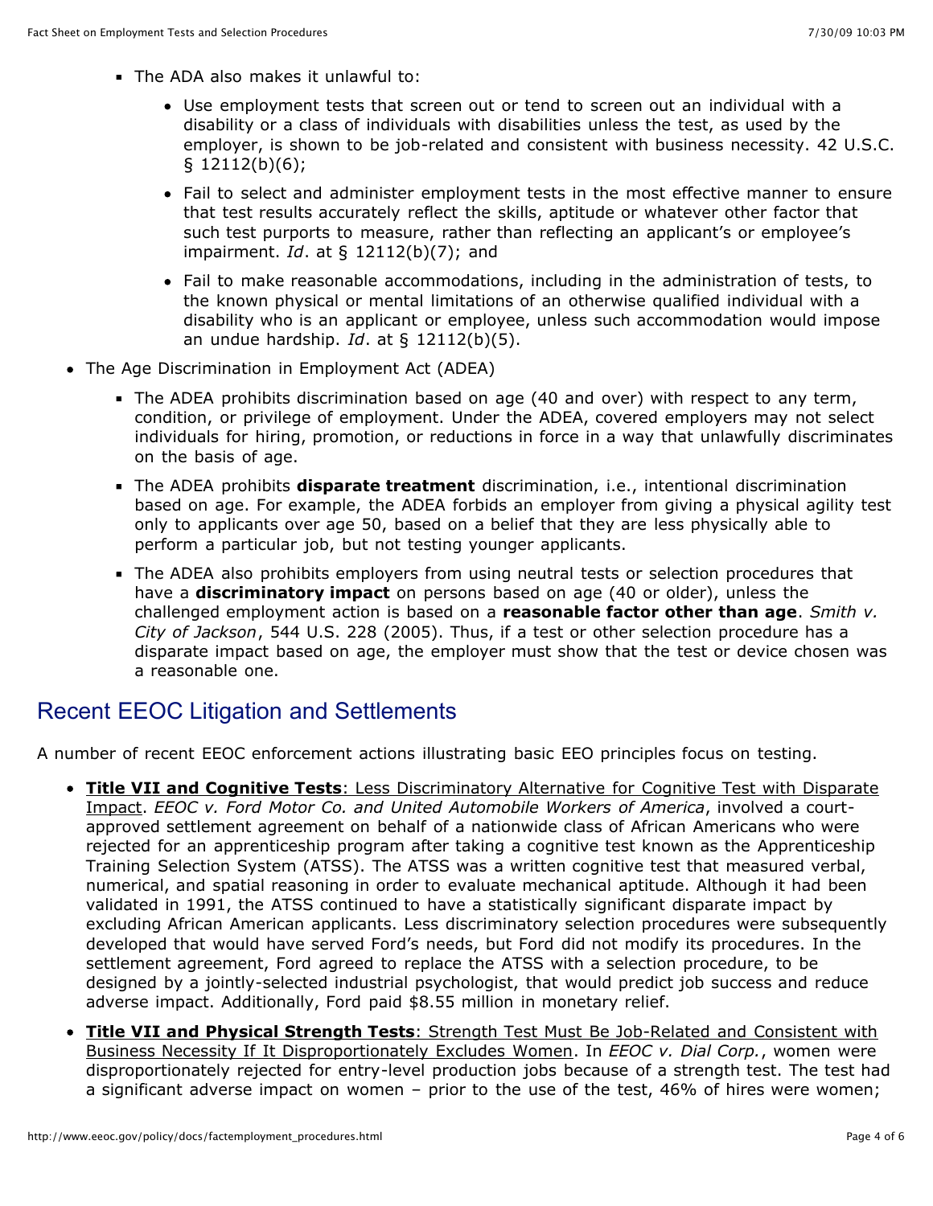- The ADA also makes it unlawful to:
    - Use employment tests that screen out or tend to screen out an individual with a disability or a class of individuals with disabilities unless the test, as used by the employer, is shown to be job-related and consistent with business necessity. 42 U.S.C. § 12112(b)(6);
    - Fail to select and administer employment tests in the most effective manner to ensure that test results accurately reflect the skills, aptitude or whatever other factor that such test purports to measure, rather than reflecting an applicant's or employee's impairment. *Id*. at § 12112(b)(7); and
    - Fail to make reasonable accommodations, including in the administration of tests, to the known physical or mental limitations of an otherwise qualified individual with a disability who is an applicant or employee, unless such accommodation would impose an undue hardship. *Id*. at § 12112(b)(5).

- The Age Discrimination in Employment Act (ADEA)
    - The ADEA prohibits discrimination based on age (40 and over) with respect to any term, condition, or privilege of employment. Under the ADEA, covered employers may not select individuals for hiring, promotion, or reductions in force in a way that unlawfully discriminates on the basis of age.
    - The ADEA prohibits **disparate treatment** discrimination, i.e., intentional discrimination based on age. For example, the ADEA forbids an employer from giving a physical agility test only to applicants over age 50, based on a belief that they are less physically able to perform a particular job, but not testing younger applicants.
    - The ADEA also prohibits employers from using neutral tests or selection procedures that have a **discriminatory impact** on persons based on age (40 or older), unless the challenged employment action is based on a **reasonable factor other than age**. *Smith v. City of Jackson*, 544 U.S. 228 (2005). Thus, if a test or other selection procedure has a disparate impact based on age, the employer must show that the test or device chosen was a reasonable one.

## Recent EEOC Litigation and Settlements

A number of recent EEOC enforcement actions illustrating basic EEO principles focus on testing.

- **Title VII and Cognitive Tests**: Less Discriminatory Alternative for Cognitive Test with Disparate Impact. *EEOC v. Ford Motor Co. and United Automobile Workers of America*, involved a court-approved settlement agreement on behalf of a nationwide class of African Americans who were rejected for an apprenticeship program after taking a cognitive test known as the Apprenticeship Training Selection System (ATSS). The ATSS was a written cognitive test that measured verbal, numerical, and spatial reasoning in order to evaluate mechanical aptitude. Although it had been validated in 1991, the ATSS continued to have a statistically significant disparate impact by excluding African American applicants. Less discriminatory selection procedures were subsequently developed that would have served Ford's needs, but Ford did not modify its procedures. In the settlement agreement, Ford agreed to replace the ATSS with a selection procedure, to be designed by a jointly-selected industrial psychologist, that would predict job success and reduce adverse impact. Additionally, Ford paid $8.55 million in monetary relief.
- **Title VII and Physical Strength Tests**: Strength Test Must Be Job-Related and Consistent with Business Necessity If It Disproportionately Excludes Women. In *EEOC v. Dial Corp.*, women were disproportionately rejected for entry-level production jobs because of a strength test. The test had a significant adverse impact on women – prior to the use of the test, 46% of hires were women;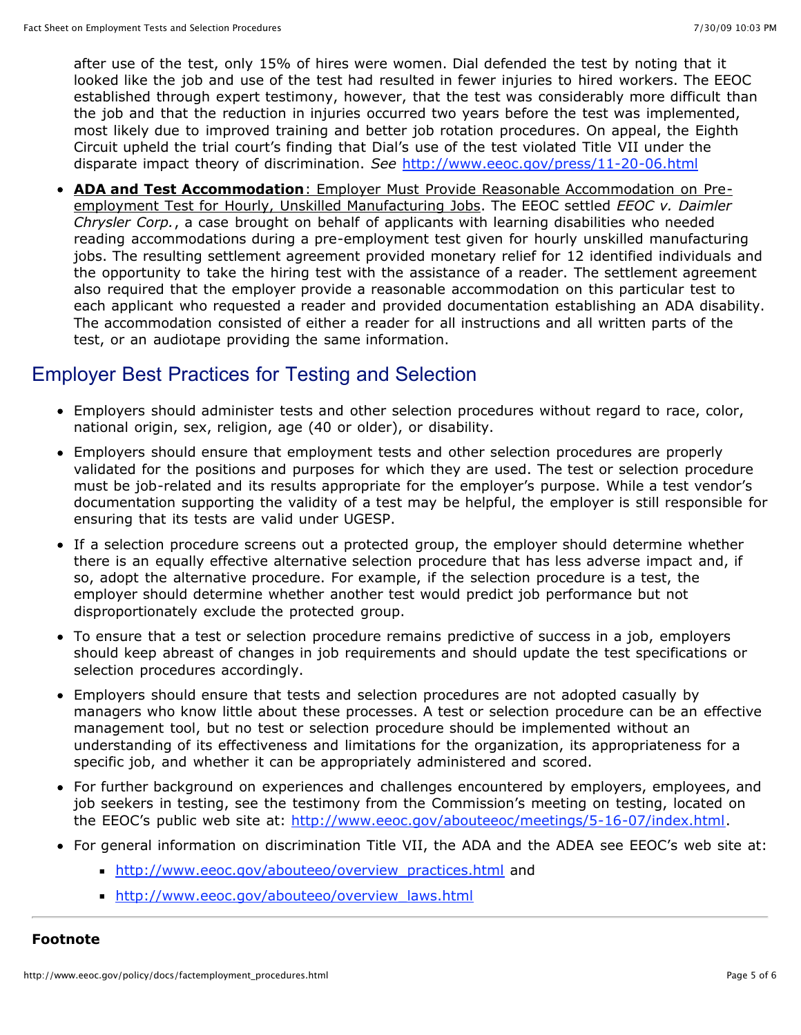after use of the test, only 15% of hires were women. Dial defended the test by noting that it looked like the job and use of the test had resulted in fewer injuries to hired workers. The EEOC established through expert testimony, however, that the test was considerably more difficult than the job and that the reduction in injuries occurred two years before the test was implemented, most likely due to improved training and better job rotation procedures. On appeal, the Eighth Circuit upheld the trial court's finding that Dial's use of the test violated Title VII under the disparate impact theory of discrimination. *See* http://www.eeoc.gov/press/11-20-06.html

- **ADA and Test Accommodation**: Employer Must Provide Reasonable Accommodation on Pre-employment Test for Hourly, Unskilled Manufacturing Jobs. The EEOC settled *EEOC v. Daimler Chrysler Corp.*, a case brought on behalf of applicants with learning disabilities who needed reading accommodations during a pre-employment test given for hourly unskilled manufacturing jobs. The resulting settlement agreement provided monetary relief for 12 identified individuals and the opportunity to take the hiring test with the assistance of a reader. The settlement agreement also required that the employer provide a reasonable accommodation on this particular test to each applicant who requested a reader and provided documentation establishing an ADA disability. The accommodation consisted of either a reader for all instructions and all written parts of the test, or an audiotape providing the same information.

## Employer Best Practices for Testing and Selection

- Employers should administer tests and other selection procedures without regard to race, color, national origin, sex, religion, age (40 or older), or disability.
- Employers should ensure that employment tests and other selection procedures are properly validated for the positions and purposes for which they are used. The test or selection procedure must be job-related and its results appropriate for the employer's purpose. While a test vendor's documentation supporting the validity of a test may be helpful, the employer is still responsible for ensuring that its tests are valid under UGESP.
- If a selection procedure screens out a protected group, the employer should determine whether there is an equally effective alternative selection procedure that has less adverse impact and, if so, adopt the alternative procedure. For example, if the selection procedure is a test, the employer should determine whether another test would predict job performance but not disproportionately exclude the protected group.
- To ensure that a test or selection procedure remains predictive of success in a job, employers should keep abreast of changes in job requirements and should update the test specifications or selection procedures accordingly.
- Employers should ensure that tests and selection procedures are not adopted casually by managers who know little about these processes. A test or selection procedure can be an effective management tool, but no test or selection procedure should be implemented without an understanding of its effectiveness and limitations for the organization, its appropriateness for a specific job, and whether it can be appropriately administered and scored.
- For further background on experiences and challenges encountered by employers, employees, and job seekers in testing, see the testimony from the Commission's meeting on testing, located on the EEOC's public web site at: http://www.eeoc.gov/abouteeoc/meetings/5-16-07/index.html.
- For general information on discrimination Title VII, the ADA and the ADEA see EEOC's web site at:
  - http://www.eeoc.gov/abouteeo/overview_practices.html and
  - http://www.eeoc.gov/abouteeo/overview_laws.html

---

**Footnote**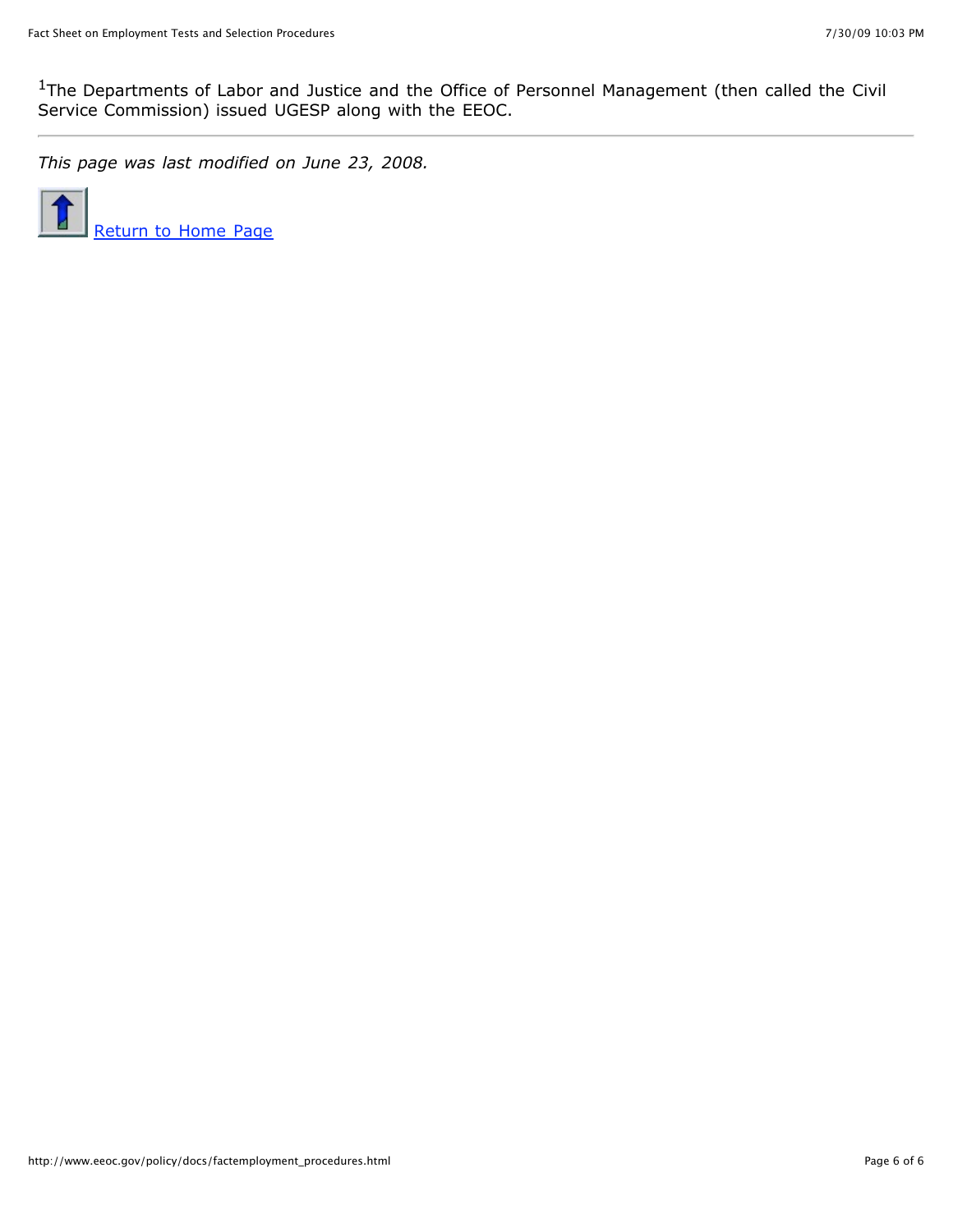[1]The Departments of Labor and Justice and the Office of Personnel Management (then called the Civil Service Commission) issued UGESP along with the EEOC.

---

*This page was last modified on June 23, 2008.*

Return to Home Page